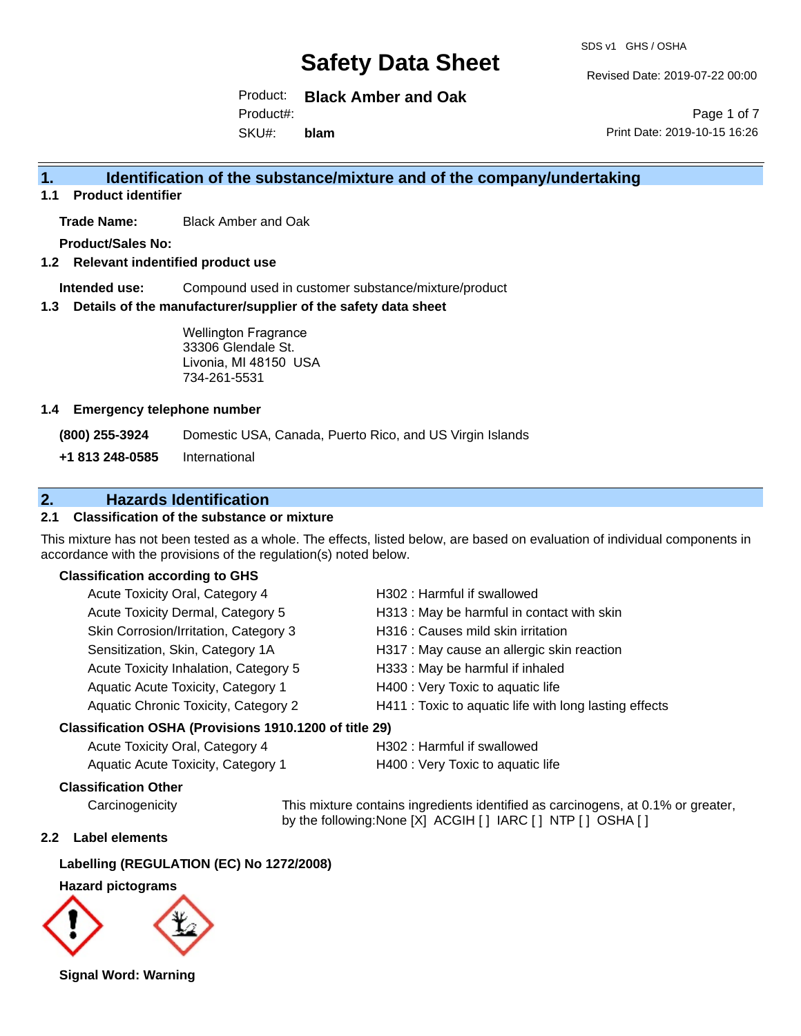# Safety Data Sheet

SDS v1 GHS / OSHA

Revised Date: 2019-07-22 00:00

Product: **Black Amber and Oak**

Product#:

SKU#: **blam**

Print Date: 2019-10-15 16:26

## 1. Identification of the substance/mixture and of the company/undertaking

### 1.1 Product identifier

**Trade Name:** Black Amber and Oak

**Product/Sales No:**

### 1.2 Relevant indentified product use

**Intended use:** Compound used in customer substance/mixture/product

### 1.3 Details of the manufacturer/supplier of the safety data sheet

Wellington Fragrance
33306 Glendale St.
Livonia, MI 48150 USA
734-261-5531

### 1.4 Emergency telephone number

**(800) 255-3924** Domestic USA, Canada, Puerto Rico, and US Virgin Islands

**+1 813 248-0585** International

## 2. Hazards Identification

### 2.1 Classification of the substance or mixture

This mixture has not been tested as a whole. The effects, listed below, are based on evaluation of individual components in accordance with the provisions of the regulation(s) noted below.

**Classification according to GHS**

| | |
|---|---|
| Acute Toxicity Oral, Category 4 | H302 : Harmful if swallowed |
| Acute Toxicity Dermal, Category 5 | H313 : May be harmful in contact with skin |
| Skin Corrosion/Irritation, Category 3 | H316 : Causes mild skin irritation |
| Sensitization, Skin, Category 1A | H317 : May cause an allergic skin reaction |
| Acute Toxicity Inhalation, Category 5 | H333 : May be harmful if inhaled |
| Aquatic Acute Toxicity, Category 1 | H400 : Very Toxic to aquatic life |
| Aquatic Chronic Toxicity, Category 2 | H411 : Toxic to aquatic life with long lasting effects |

**Classification OSHA (Provisions 1910.1200 of title 29)**

| | |
|---|---|
| Acute Toxicity Oral, Category 4 | H302 : Harmful if swallowed |
| Aquatic Acute Toxicity, Category 1 | H400 : Very Toxic to aquatic life |

**Classification Other**

Carcinogenicity — This mixture contains ingredients identified as carcinogens, at 0.1% or greater, by the following:None [X] ACGIH [ ] IARC [ ] NTP [ ] OSHA [ ]

### 2.2 Label elements

**Labelling (REGULATION (EC) No 1272/2008)**

**Hazard pictograms**

**Signal Word: Warning**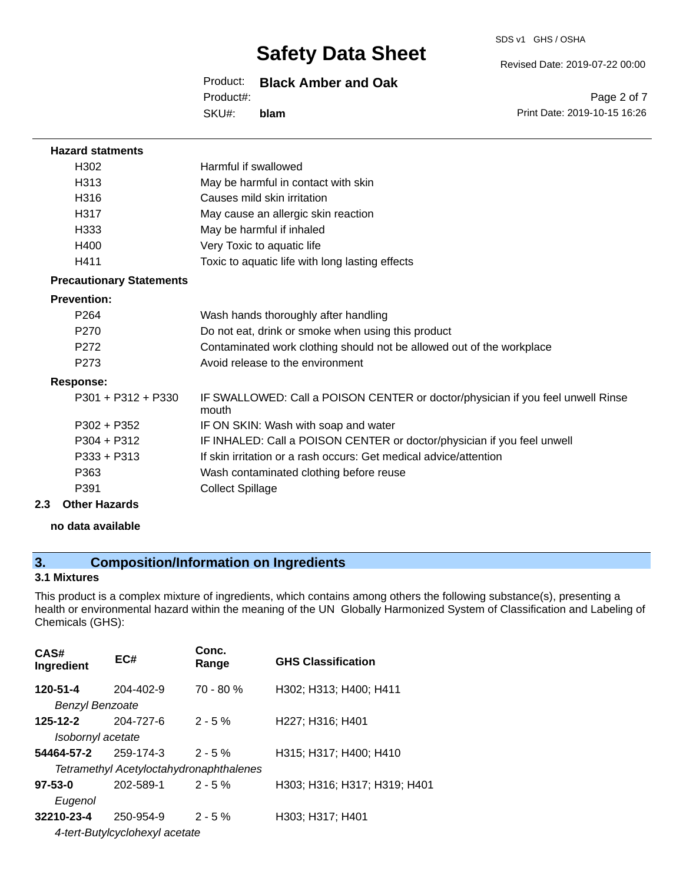**Hazard statments**

| | |
|---|---|
| H302 | Harmful if swallowed |
| H313 | May be harmful in contact with skin |
| H316 | Causes mild skin irritation |
| H317 | May cause an allergic skin reaction |
| H333 | May be harmful if inhaled |
| H400 | Very Toxic to aquatic life |
| H411 | Toxic to aquatic life with long lasting effects |

**Precautionary Statements**

**Prevention:**

| | |
|---|---|
| P264 | Wash hands thoroughly after handling |
| P270 | Do not eat, drink or smoke when using this product |
| P272 | Contaminated work clothing should not be allowed out of the workplace |
| P273 | Avoid release to the environment |

**Response:**

| | |
|---|---|
| P301 + P312 + P330 | IF SWALLOWED: Call a POISON CENTER or doctor/physician if you feel unwell Rinse mouth |
| P302 + P352 | IF ON SKIN: Wash with soap and water |
| P304 + P312 | IF INHALED: Call a POISON CENTER or doctor/physician if you feel unwell |
| P333 + P313 | If skin irritation or a rash occurs: Get medical advice/attention |
| P363 | Wash contaminated clothing before reuse |
| P391 | Collect Spillage |

### 2.3 Other Hazards

**no data available**

## 3. Composition/Information on Ingredients

### 3.1 Mixtures

This product is a complex mixture of ingredients, which contains among others the following substance(s), presenting a health or environmental hazard within the meaning of the UN Globally Harmonized System of Classification and Labeling of Chemicals (GHS):

| CAS# Ingredient | EC# | Conc. Range | GHS Classification |
|---|---|---|---|
| **120-51-4** *Benzyl Benzoate* | 204-402-9 | 70 - 80 % | H302; H313; H400; H411 |
| **125-12-2** *Isobornyl acetate* | 204-727-6 | 2 - 5 % | H227; H316; H401 |
| **54464-57-2** *Tetramethyl Acetyloctahydronaphthalenes* | 259-174-3 | 2 - 5 % | H315; H317; H400; H410 |
| **97-53-0** *Eugenol* | 202-589-1 | 2 - 5 % | H303; H316; H317; H319; H401 |
| **32210-23-4** *4-tert-Butylcyclohexyl acetate* | 250-954-9 | 2 - 5 % | H303; H317; H401 |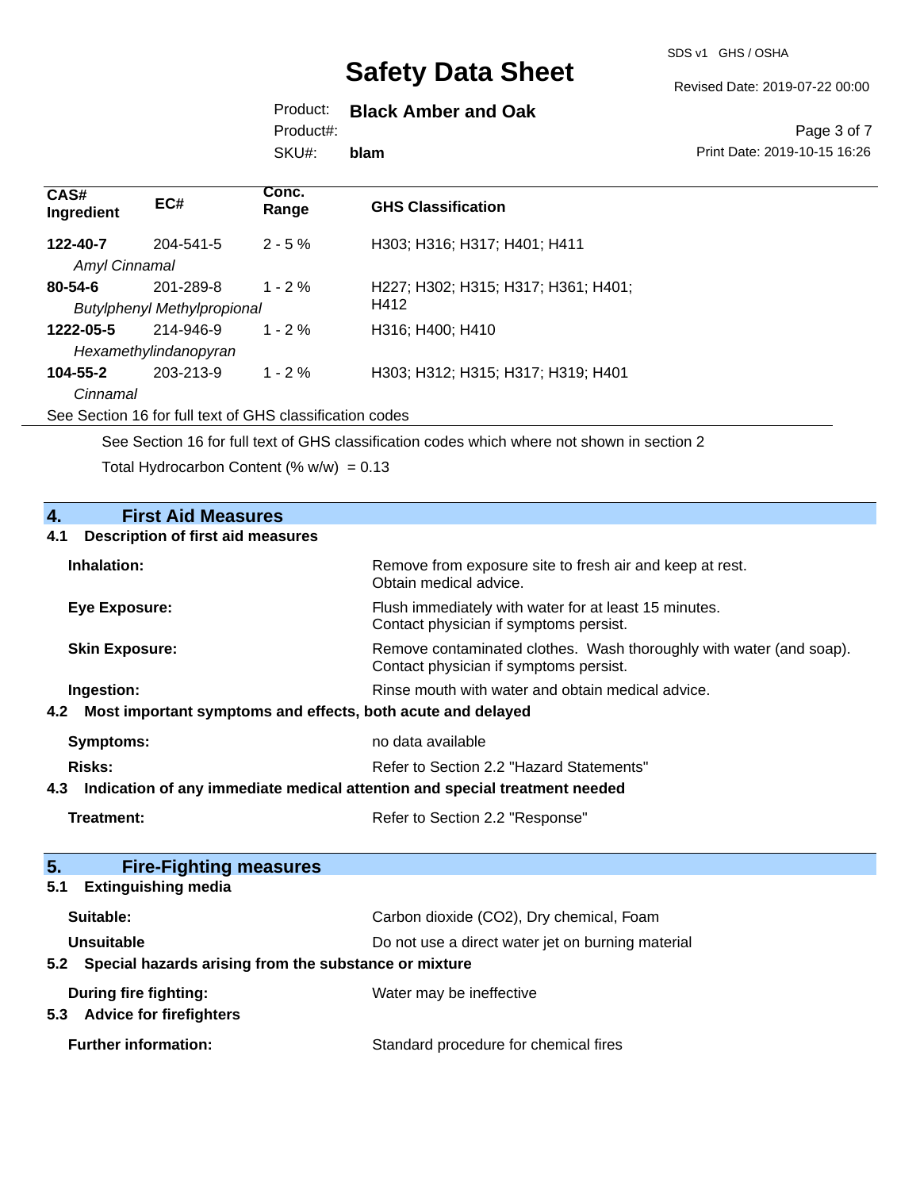| CAS# Ingredient | EC# | Conc. Range | GHS Classification |
|---|---|---|---|
| **122-40-7** | 204-541-5 | 2 - 5 % | H303; H316; H317; H401; H411 |
| *Amyl Cinnamal* | | | |
| **80-54-6** | 201-289-8 | 1 - 2 % | H227; H302; H315; H317; H361; H401; H412 |
| *Butylphenyl Methylpropional* | | | |
| **1222-05-5** | 214-946-9 | 1 - 2 % | H316; H400; H410 |
| *Hexamethylindanopyran* | | | |
| **104-55-2** | 203-213-9 | 1 - 2 % | H303; H312; H315; H317; H319; H401 |
| *Cinnamal* | | | |

See Section 16 for full text of GHS classification codes

See Section 16 for full text of GHS classification codes which where not shown in section 2

Total Hydrocarbon Content (% w/w) = 0.13

## 4. First Aid Measures

### 4.1 Description of first aid measures

**Inhalation:** Remove from exposure site to fresh air and keep at rest. Obtain medical advice.

**Eye Exposure:** Flush immediately with water for at least 15 minutes. Contact physician if symptoms persist.

**Skin Exposure:** Remove contaminated clothes. Wash thoroughly with water (and soap). Contact physician if symptoms persist.

**Ingestion:** Rinse mouth with water and obtain medical advice.

### 4.2 Most important symptoms and effects, both acute and delayed

**Symptoms:** no data available

**Risks:** Refer to Section 2.2 "Hazard Statements"

### 4.3 Indication of any immediate medical attention and special treatment needed

**Treatment:** Refer to Section 2.2 "Response"

## 5. Fire-Fighting measures

### 5.1 Extinguishing media

**Suitable:** Carbon dioxide (CO2), Dry chemical, Foam

**Unsuitable** Do not use a direct water jet on burning material

### 5.2 Special hazards arising from the substance or mixture

**During fire fighting:** Water may be ineffective

### 5.3 Advice for firefighters

**Further information:** Standard procedure for chemical fires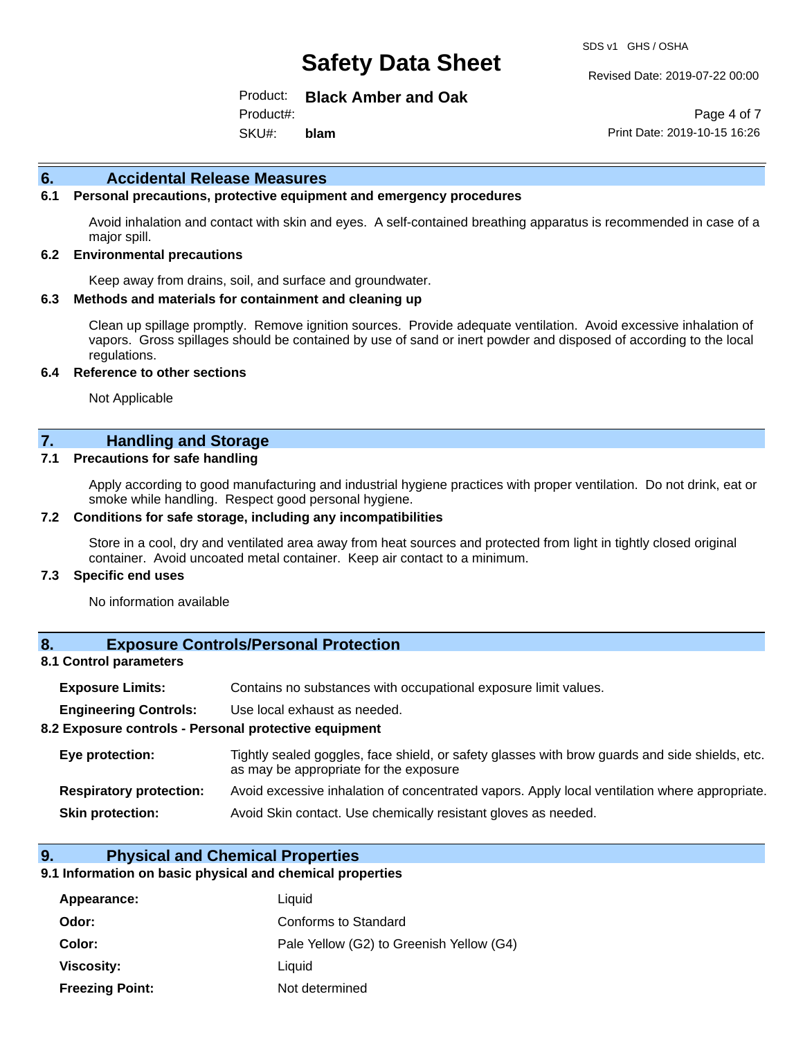## 6. Accidental Release Measures

### 6.1 Personal precautions, protective equipment and emergency procedures

Avoid inhalation and contact with skin and eyes. A self-contained breathing apparatus is recommended in case of a major spill.

### 6.2 Environmental precautions

Keep away from drains, soil, and surface and groundwater.

### 6.3 Methods and materials for containment and cleaning up

Clean up spillage promptly. Remove ignition sources. Provide adequate ventilation. Avoid excessive inhalation of vapors. Gross spillages should be contained by use of sand or inert powder and disposed of according to the local regulations.

### 6.4 Reference to other sections

Not Applicable

## 7. Handling and Storage

### 7.1 Precautions for safe handling

Apply according to good manufacturing and industrial hygiene practices with proper ventilation. Do not drink, eat or smoke while handling. Respect good personal hygiene.

### 7.2 Conditions for safe storage, including any incompatibilities

Store in a cool, dry and ventilated area away from heat sources and protected from light in tightly closed original container. Avoid uncoated metal container. Keep air contact to a minimum.

### 7.3 Specific end uses

No information available

## 8. Exposure Controls/Personal Protection

### 8.1 Control parameters

**Exposure Limits:** Contains no substances with occupational exposure limit values.

**Engineering Controls:** Use local exhaust as needed.

### 8.2 Exposure controls - Personal protective equipment

**Eye protection:** Tightly sealed goggles, face shield, or safety glasses with brow guards and side shields, etc. as may be appropriate for the exposure

**Respiratory protection:** Avoid excessive inhalation of concentrated vapors. Apply local ventilation where appropriate.

**Skin protection:** Avoid Skin contact. Use chemically resistant gloves as needed.

## 9. Physical and Chemical Properties

### 9.1 Information on basic physical and chemical properties

| | |
|---|---|
| **Appearance:** | Liquid |
| **Odor:** | Conforms to Standard |
| **Color:** | Pale Yellow (G2) to Greenish Yellow (G4) |
| **Viscosity:** | Liquid |
| **Freezing Point:** | Not determined |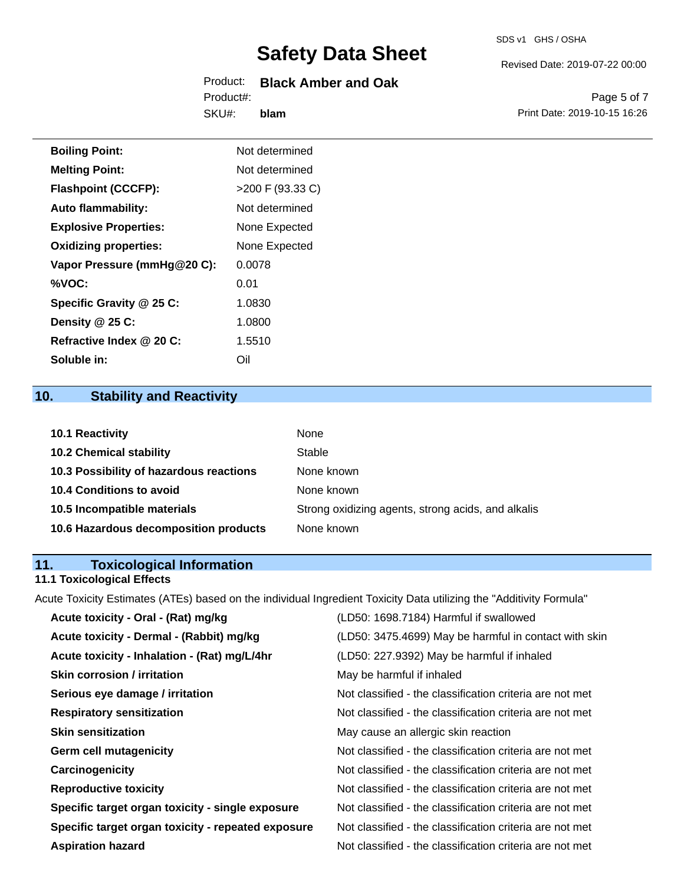| | |
|---|---|
| **Boiling Point:** | Not determined |
| **Melting Point:** | Not determined |
| **Flashpoint (CCCFP):** | >200 F (93.33 C) |
| **Auto flammability:** | Not determined |
| **Explosive Properties:** | None Expected |
| **Oxidizing properties:** | None Expected |
| **Vapor Pressure (mmHg@20 C):** | 0.0078 |
| **%VOC:** | 0.01 |
| **Specific Gravity @ 25 C:** | 1.0830 |
| **Density @ 25 C:** | 1.0800 |
| **Refractive Index @ 20 C:** | 1.5510 |
| **Soluble in:** | Oil |

## 10. Stability and Reactivity

| | |
|---|---|
| **10.1 Reactivity** | None |
| **10.2 Chemical stability** | Stable |
| **10.3 Possibility of hazardous reactions** | None known |
| **10.4 Conditions to avoid** | None known |
| **10.5 Incompatible materials** | Strong oxidizing agents, strong acids, and alkalis |
| **10.6 Hazardous decomposition products** | None known |

## 11. Toxicological Information

### 11.1 Toxicological Effects

Acute Toxicity Estimates (ATEs) based on the individual Ingredient Toxicity Data utilizing the "Additivity Formula"

| | |
|---|---|
| **Acute toxicity - Oral - (Rat) mg/kg** | (LD50: 1698.7184) Harmful if swallowed |
| **Acute toxicity - Dermal - (Rabbit) mg/kg** | (LD50: 3475.4699) May be harmful in contact with skin |
| **Acute toxicity - Inhalation - (Rat) mg/L/4hr** | (LD50: 227.9392) May be harmful if inhaled |
| **Skin corrosion / irritation** | May be harmful if inhaled |
| **Serious eye damage / irritation** | Not classified - the classification criteria are not met |
| **Respiratory sensitization** | Not classified - the classification criteria are not met |
| **Skin sensitization** | May cause an allergic skin reaction |
| **Germ cell mutagenicity** | Not classified - the classification criteria are not met |
| **Carcinogenicity** | Not classified - the classification criteria are not met |
| **Reproductive toxicity** | Not classified - the classification criteria are not met |
| **Specific target organ toxicity - single exposure** | Not classified - the classification criteria are not met |
| **Specific target organ toxicity - repeated exposure** | Not classified - the classification criteria are not met |
| **Aspiration hazard** | Not classified - the classification criteria are not met |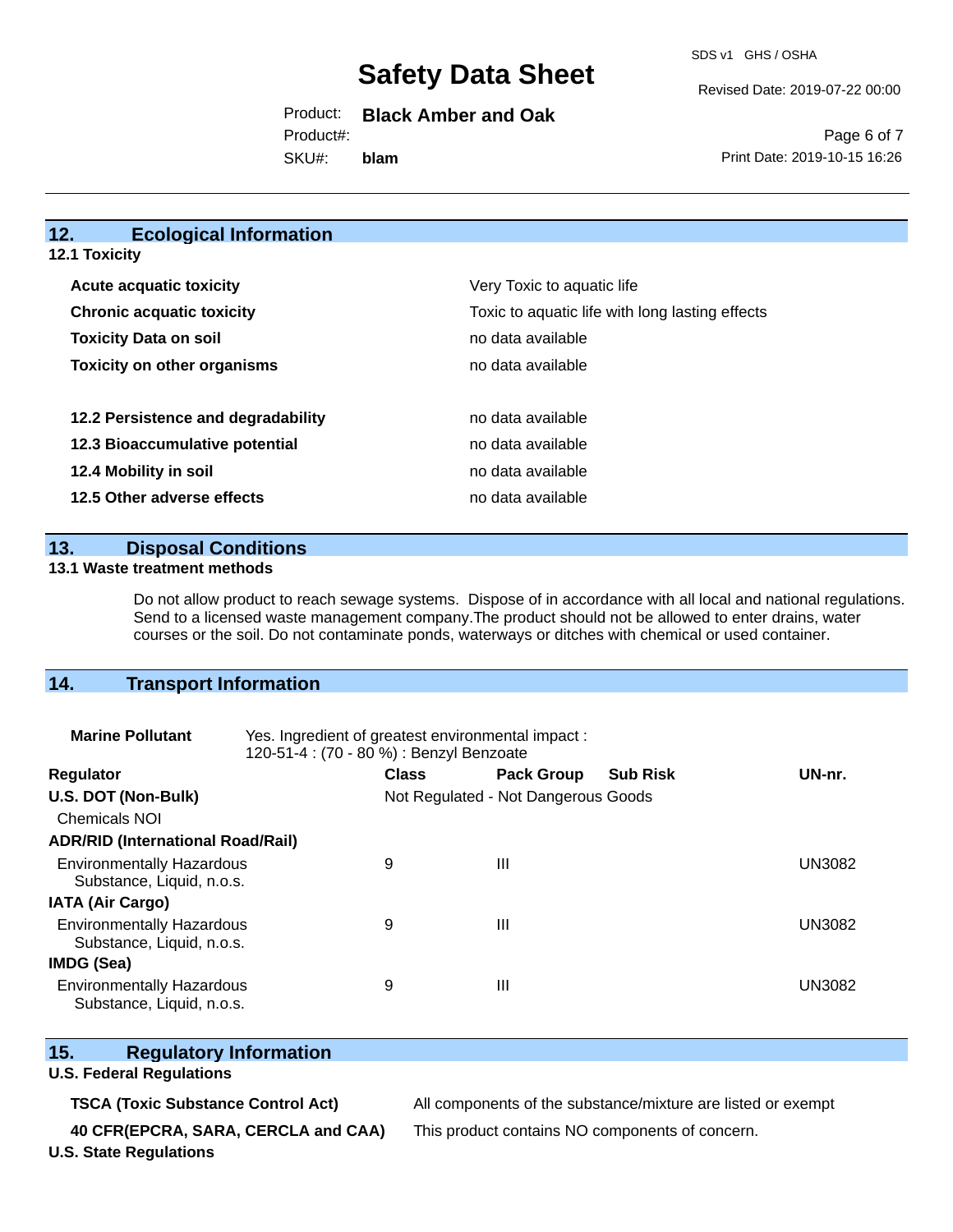## 12. Ecological Information

### 12.1 Toxicity

| | |
|---|---|
| **Acute acquatic toxicity** | Very Toxic to aquatic life |
| **Chronic acquatic toxicity** | Toxic to aquatic life with long lasting effects |
| **Toxicity Data on soil** | no data available |
| **Toxicity on other organisms** | no data available |

| | |
|---|---|
| **12.2 Persistence and degradability** | no data available |
| **12.3 Bioaccumulative potential** | no data available |
| **12.4 Mobility in soil** | no data available |
| **12.5 Other adverse effects** | no data available |

## 13. Disposal Conditions

### 13.1 Waste treatment methods

Do not allow product to reach sewage systems. Dispose of in accordance with all local and national regulations. Send to a licensed waste management company.The product should not be allowed to enter drains, water courses or the soil. Do not contaminate ponds, waterways or ditches with chemical or used container.

## 14. Transport Information

**Marine Pollutant** Yes. Ingredient of greatest environmental impact : 120-51-4 : (70 - 80 %) : Benzyl Benzoate

| Regulator | Class | Pack Group | Sub Risk | UN-nr. |
|---|---|---|---|---|
| **U.S. DOT (Non-Bulk)** | Not Regulated - Not Dangerous Goods | | | |
| Chemicals NOI | | | | |
| **ADR/RID (International Road/Rail)** | | | | |
| Environmentally Hazardous Substance, Liquid, n.o.s. | 9 | III | | UN3082 |
| **IATA (Air Cargo)** | | | | |
| Environmentally Hazardous Substance, Liquid, n.o.s. | 9 | III | | UN3082 |
| **IMDG (Sea)** | | | | |
| Environmentally Hazardous Substance, Liquid, n.o.s. | 9 | III | | UN3082 |

## 15. Regulatory Information

### U.S. Federal Regulations

| | |
|---|---|
| **TSCA (Toxic Substance Control Act)** | All components of the substance/mixture are listed or exempt |
| **40 CFR(EPCRA, SARA, CERCLA and CAA)** | This product contains NO components of concern. |

### U.S. State Regulations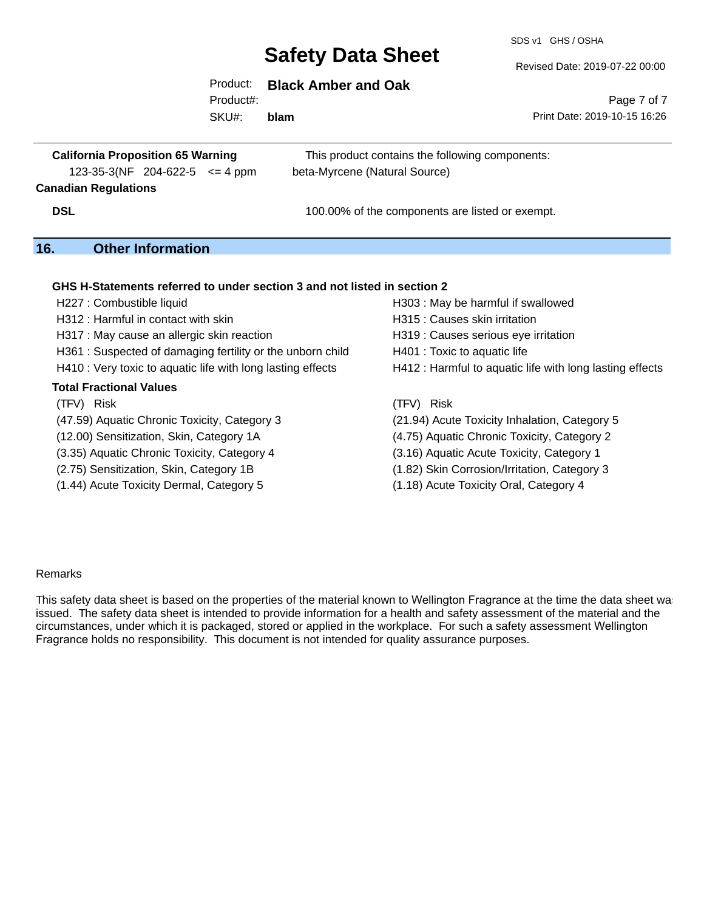**California Proposition 65 Warning** — This product contains the following components:

| | | | |
|---|---|---|---|
| 123-35-3(NF | 204-622-5 | <= 4 ppm | beta-Myrcene (Natural Source) |

**Canadian Regulations**

**DSL** — 100.00% of the components are listed or exempt.

## 16. Other Information

**GHS H-Statements referred to under section 3 and not listed in section 2**

- H227 : Combustible liquid
- H303 : May be harmful if swallowed
- H312 : Harmful in contact with skin
- H315 : Causes skin irritation
- H317 : May cause an allergic skin reaction
- H319 : Causes serious eye irritation
- H361 : Suspected of damaging fertility or the unborn child
- H401 : Toxic to aquatic life
- H410 : Very toxic to aquatic life with long lasting effects
- H412 : Harmful to aquatic life with long lasting effects

**Total Fractional Values**

| (TFV) Risk | (TFV) Risk |
|---|---|
| (47.59) Aquatic Chronic Toxicity, Category 3 | (21.94) Acute Toxicity Inhalation, Category 5 |
| (12.00) Sensitization, Skin, Category 1A | (4.75) Aquatic Chronic Toxicity, Category 2 |
| (3.35) Aquatic Chronic Toxicity, Category 4 | (3.16) Aquatic Acute Toxicity, Category 1 |
| (2.75) Sensitization, Skin, Category 1B | (1.82) Skin Corrosion/Irritation, Category 3 |
| (1.44) Acute Toxicity Dermal, Category 5 | (1.18) Acute Toxicity Oral, Category 4 |

Remarks

This safety data sheet is based on the properties of the material known to Wellington Fragrance at the time the data sheet was issued. The safety data sheet is intended to provide information for a health and safety assessment of the material and the circumstances, under which it is packaged, stored or applied in the workplace. For such a safety assessment Wellington Fragrance holds no responsibility. This document is not intended for quality assurance purposes.